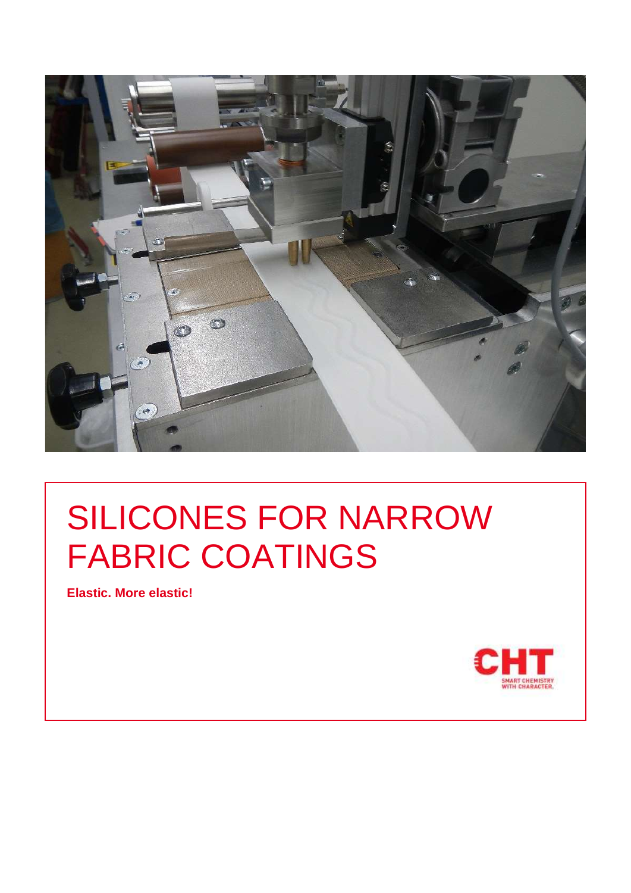# SILICONES FOR NARROW FABRIC COATINGS

**Elastic. More elastic!**

CHT

SMART CHEMISTRY WITH CHARACTER.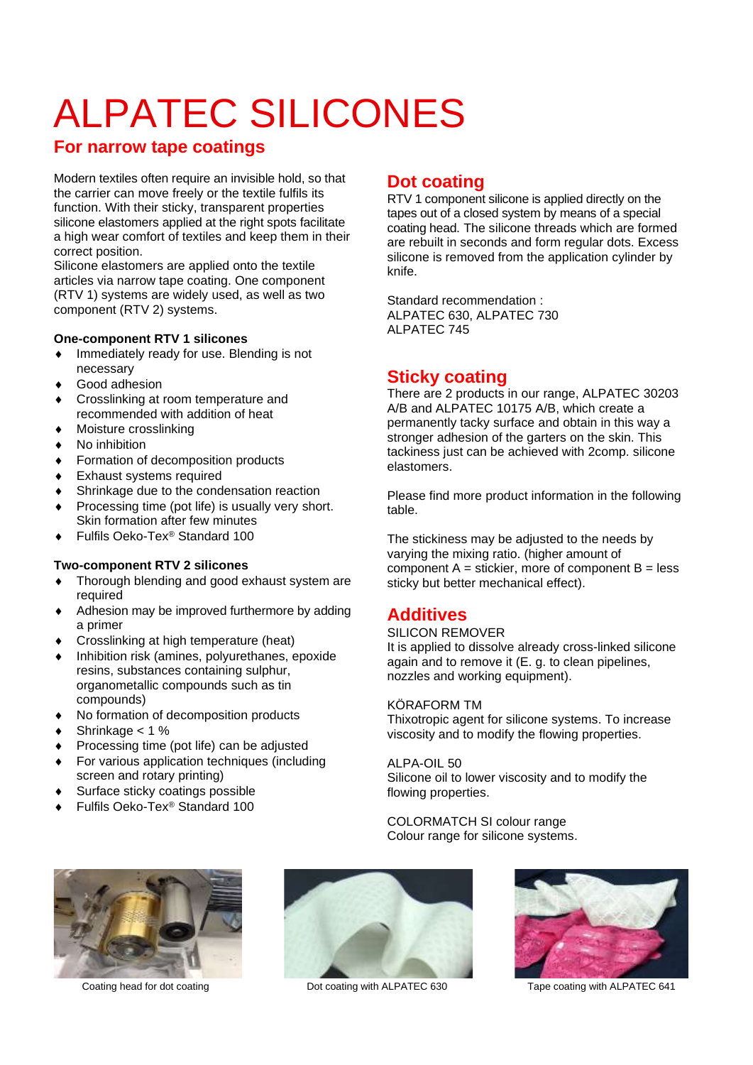# ALPATEC SILICONES

## For narrow tape coatings

Modern textiles often require an invisible hold, so that the carrier can move freely or the textile fulfils its function. With their sticky, transparent properties silicone elastomers applied at the right spots facilitate a high wear comfort of textiles and keep them in their correct position.
Silicone elastomers are applied onto the textile articles via narrow tape coating. One component (RTV 1) systems are widely used, as well as two component (RTV 2) systems.

**One-component RTV 1 silicones**

- Immediately ready for use. Blending is not necessary
- Good adhesion
- Crosslinking at room temperature and recommended with addition of heat
- Moisture crosslinking
- No inhibition
- Formation of decomposition products
- Exhaust systems required
- Shrinkage due to the condensation reaction
- Processing time (pot life) is usually very short. Skin formation after few minutes
- Fulfils Oeko-Tex® Standard 100

**Two-component RTV 2 silicones**

- Thorough blending and good exhaust system are required
- Adhesion may be improved furthermore by adding a primer
- Crosslinking at high temperature (heat)
- Inhibition risk (amines, polyurethanes, epoxide resins, substances containing sulphur, organometallic compounds such as tin compounds)
- No formation of decomposition products
- Shrinkage < 1 %
- Processing time (pot life) can be adjusted
- For various application techniques (including screen and rotary printing)
- Surface sticky coatings possible
- Fulfils Oeko-Tex® Standard 100

## Dot coating

RTV 1 component silicone is applied directly on the tapes out of a closed system by means of a special coating head. The silicone threads which are formed are rebuilt in seconds and form regular dots. Excess silicone is removed from the application cylinder by knife.

Standard recommendation :
ALPATEC 630, ALPATEC 730
ALPATEC 745

## Sticky coating

There are 2 products in our range, ALPATEC 30203 A/B and ALPATEC 10175 A/B, which create a permanently tacky surface and obtain in this way a stronger adhesion of the garters on the skin. This tackiness just can be achieved with 2comp. silicone elastomers.

Please find more product information in the following table.

The stickiness may be adjusted to the needs by varying the mixing ratio. (higher amount of component A = stickier, more of component B = less sticky but better mechanical effect).

## Additives

SILICON REMOVER
It is applied to dissolve already cross-linked silicone again and to remove it (E. g. to clean pipelines, nozzles and working equipment).

KÖRAFORM TM
Thixotropic agent for silicone systems. To increase viscosity and to modify the flowing properties.

ALPA-OIL 50
Silicone oil to lower viscosity and to modify the flowing properties.

COLORMATCH SI colour range
Colour range for silicone systems.

Coating head for dot coating

Dot coating with ALPATEC 630

Tape coating with ALPATEC 641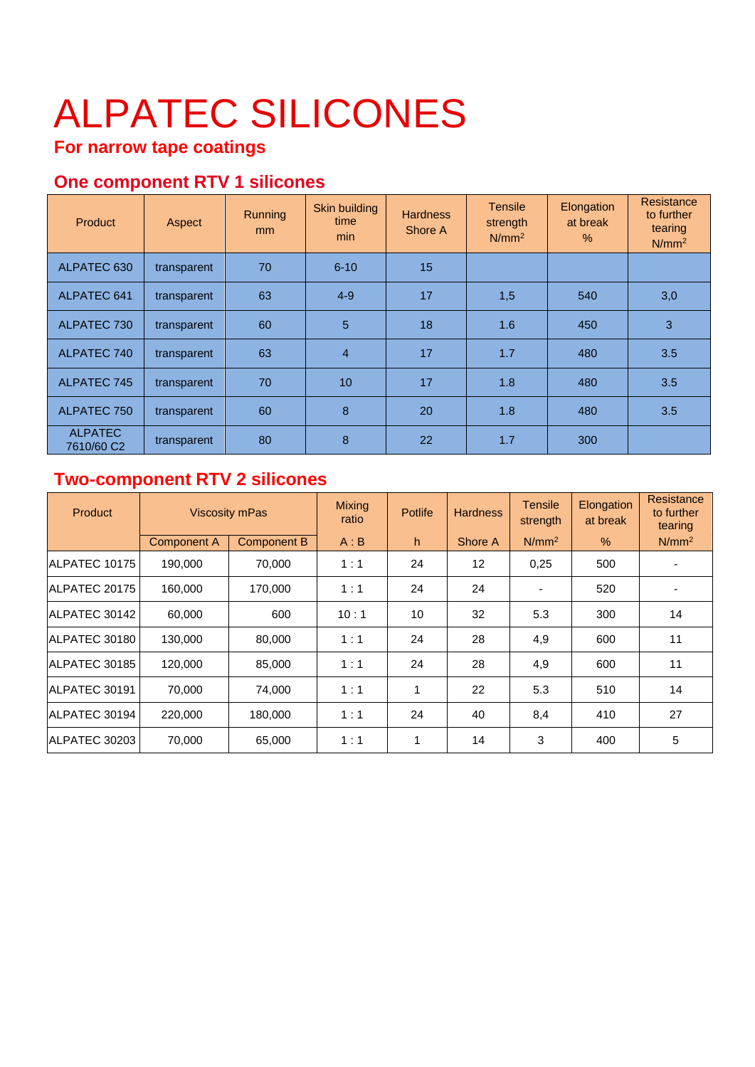# ALPATEC SILICONES

**For narrow tape coatings**

## One component RTV 1 silicones

| Product | Aspect | Running mm | Skin building time min | Hardness Shore A | Tensile strength N/mm$^2$ | Elongation at break % | Resistance to further tearing N/mm$^2$ |
|---|---|---|---|---|---|---|---|
| ALPATEC 630 | transparent | 70 | 6-10 | 15 | | | |
| ALPATEC 641 | transparent | 63 | 4-9 | 17 | 1,5 | 540 | 3,0 |
| ALPATEC 730 | transparent | 60 | 5 | 18 | 1.6 | 450 | 3 |
| ALPATEC 740 | transparent | 63 | 4 | 17 | 1.7 | 480 | 3.5 |
| ALPATEC 745 | transparent | 70 | 10 | 17 | 1.8 | 480 | 3.5 |
| ALPATEC 750 | transparent | 60 | 8 | 20 | 1.8 | 480 | 3.5 |
| ALPATEC 7610/60 C2 | transparent | 80 | 8 | 22 | 1.7 | 300 | |

## Two-component RTV 2 silicones

| Product | Viscosity mPas | | Mixing ratio | Potlife | Hardness | Tensile strength | Elongation at break | Resistance to further tearing |
|---|---|---|---|---|---|---|---|---|
| | Component A | Component B | A : B | h | Shore A | N/mm$^2$ | % | N/mm$^2$ |
| ALPATEC 10175 | 190,000 | 70,000 | 1 : 1 | 24 | 12 | 0,25 | 500 | - |
| ALPATEC 20175 | 160,000 | 170,000 | 1 : 1 | 24 | 24 | - | 520 | - |
| ALPATEC 30142 | 60,000 | 600 | 10 : 1 | 10 | 32 | 5.3 | 300 | 14 |
| ALPATEC 30180 | 130,000 | 80,000 | 1 : 1 | 24 | 28 | 4,9 | 600 | 11 |
| ALPATEC 30185 | 120,000 | 85,000 | 1 : 1 | 24 | 28 | 4,9 | 600 | 11 |
| ALPATEC 30191 | 70,000 | 74,000 | 1 : 1 | 1 | 22 | 5.3 | 510 | 14 |
| ALPATEC 30194 | 220,000 | 180,000 | 1 : 1 | 24 | 40 | 8,4 | 410 | 27 |
| ALPATEC 30203 | 70,000 | 65,000 | 1 : 1 | 1 | 14 | 3 | 400 | 5 |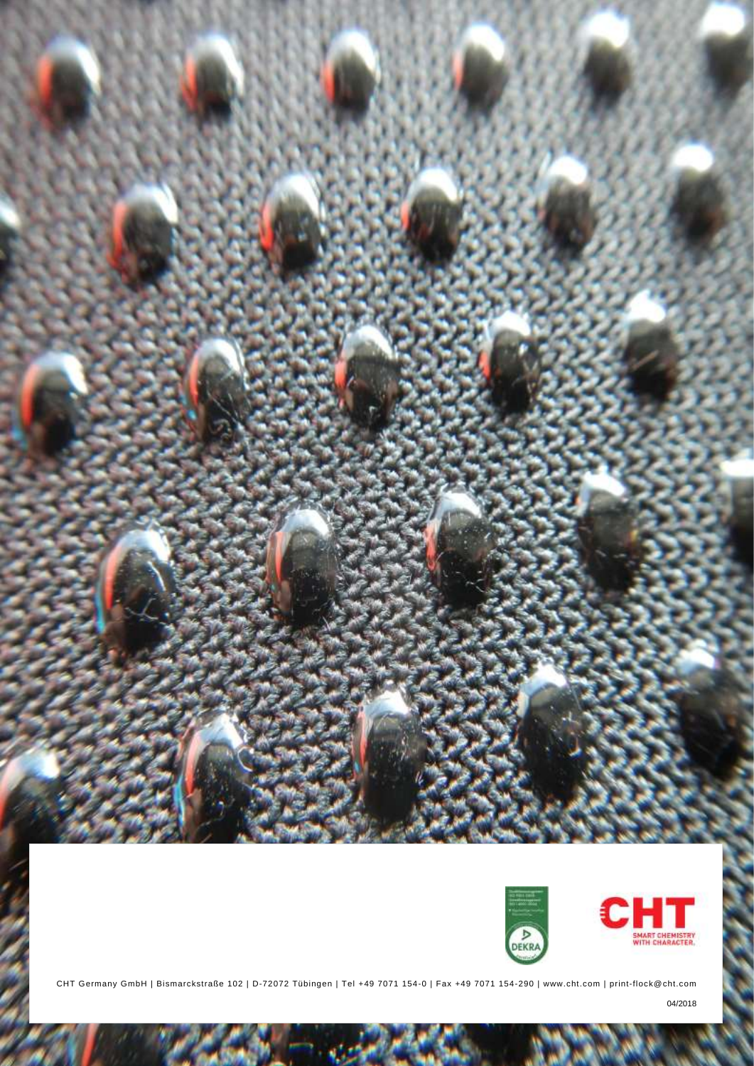CHT Germany GmbH | Bismarckstraße 102 | D-72072 Tübingen | Tel +49 7071 154-0 | Fax +49 7071 154-290 | www.cht.com | print-flock@cht.com

04/2018